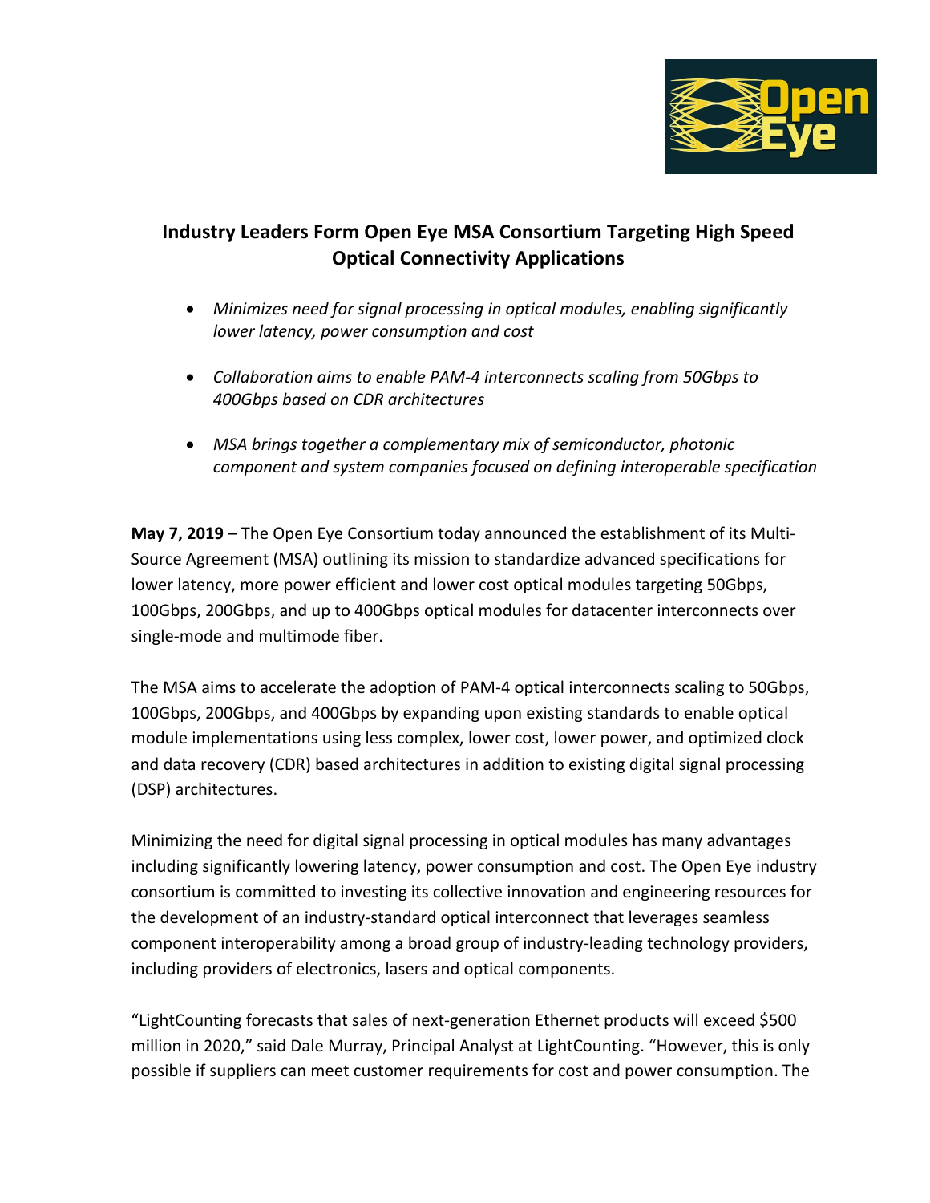# Industry Leaders Form Open Eye MSA Consortium Targeting High Speed Optical Connectivity Applications

- *Minimizes need for signal processing in optical modules, enabling significantly lower latency, power consumption and cost*
- *Collaboration aims to enable PAM-4 interconnects scaling from 50Gbps to 400Gbps based on CDR architectures*
- *MSA brings together a complementary mix of semiconductor, photonic component and system companies focused on defining interoperable specification*

**May 7, 2019** – The Open Eye Consortium today announced the establishment of its Multi-Source Agreement (MSA) outlining its mission to standardize advanced specifications for lower latency, more power efficient and lower cost optical modules targeting 50Gbps, 100Gbps, 200Gbps, and up to 400Gbps optical modules for datacenter interconnects over single-mode and multimode fiber.

The MSA aims to accelerate the adoption of PAM-4 optical interconnects scaling to 50Gbps, 100Gbps, 200Gbps, and 400Gbps by expanding upon existing standards to enable optical module implementations using less complex, lower cost, lower power, and optimized clock and data recovery (CDR) based architectures in addition to existing digital signal processing (DSP) architectures.

Minimizing the need for digital signal processing in optical modules has many advantages including significantly lowering latency, power consumption and cost. The Open Eye industry consortium is committed to investing its collective innovation and engineering resources for the development of an industry-standard optical interconnect that leverages seamless component interoperability among a broad group of industry-leading technology providers, including providers of electronics, lasers and optical components.

"LightCounting forecasts that sales of next-generation Ethernet products will exceed $500 million in 2020," said Dale Murray, Principal Analyst at LightCounting. "However, this is only possible if suppliers can meet customer requirements for cost and power consumption. The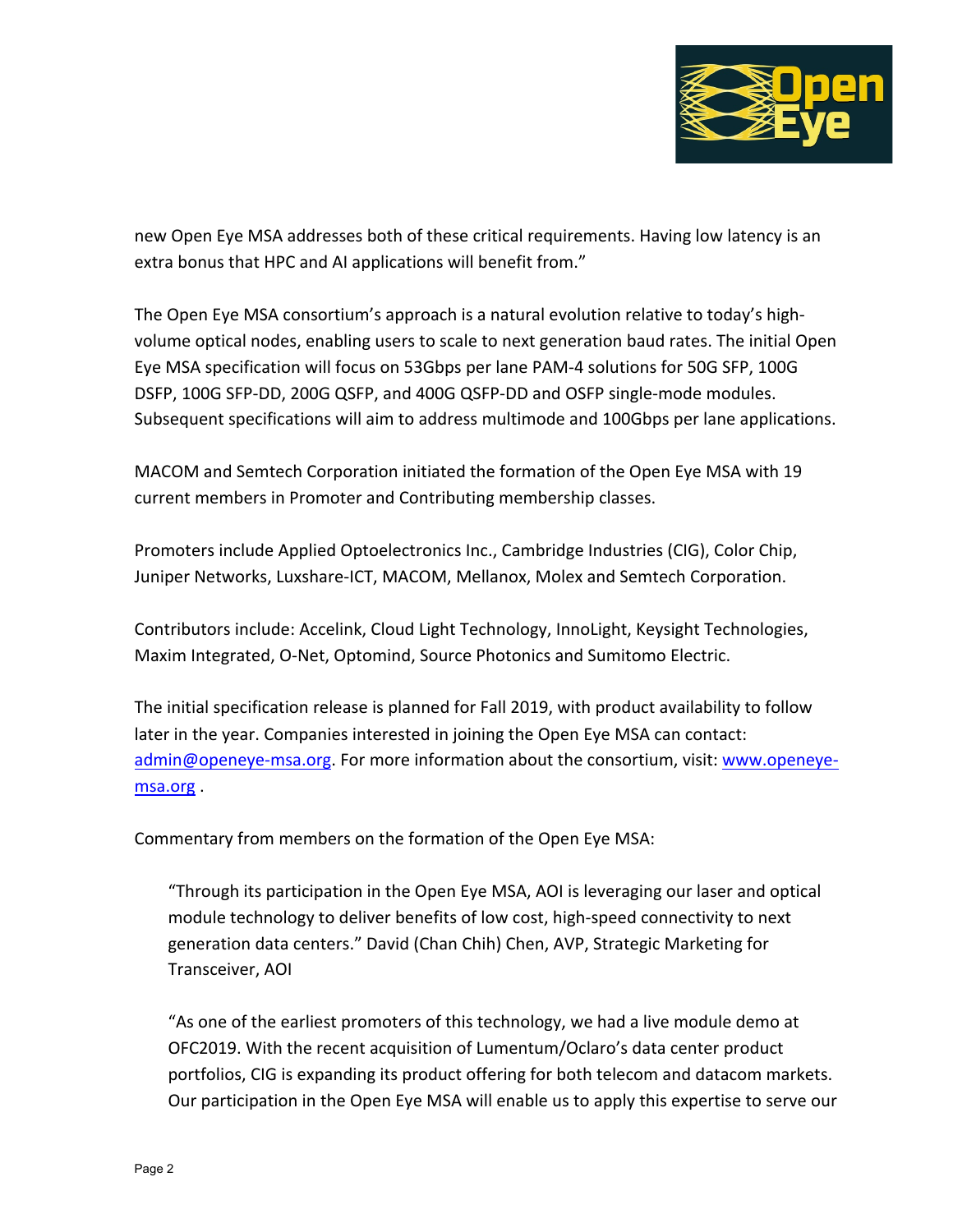new Open Eye MSA addresses both of these critical requirements. Having low latency is an extra bonus that HPC and AI applications will benefit from."

The Open Eye MSA consortium's approach is a natural evolution relative to today's high-volume optical nodes, enabling users to scale to next generation baud rates. The initial Open Eye MSA specification will focus on 53Gbps per lane PAM-4 solutions for 50G SFP, 100G DSFP, 100G SFP-DD, 200G QSFP, and 400G QSFP-DD and OSFP single-mode modules. Subsequent specifications will aim to address multimode and 100Gbps per lane applications.

MACOM and Semtech Corporation initiated the formation of the Open Eye MSA with 19 current members in Promoter and Contributing membership classes.

Promoters include Applied Optoelectronics Inc., Cambridge Industries (CIG), Color Chip, Juniper Networks, Luxshare-ICT, MACOM, Mellanox, Molex and Semtech Corporation.

Contributors include: Accelink, Cloud Light Technology, InnoLight, Keysight Technologies, Maxim Integrated, O-Net, Optomind, Source Photonics and Sumitomo Electric.

The initial specification release is planned for Fall 2019, with product availability to follow later in the year. Companies interested in joining the Open Eye MSA can contact: [admin@openeye-msa.org](mailto:admin@openeye-msa.org). For more information about the consortium, visit: [www.openeye-msa.org](http://www.openeye-msa.org) .

Commentary from members on the formation of the Open Eye MSA:

> "Through its participation in the Open Eye MSA, AOI is leveraging our laser and optical module technology to deliver benefits of low cost, high-speed connectivity to next generation data centers." David (Chan Chih) Chen, AVP, Strategic Marketing for Transceiver, AOI

> "As one of the earliest promoters of this technology, we had a live module demo at OFC2019. With the recent acquisition of Lumentum/Oclaro's data center product portfolios, CIG is expanding its product offering for both telecom and datacom markets. Our participation in the Open Eye MSA will enable us to apply this expertise to serve our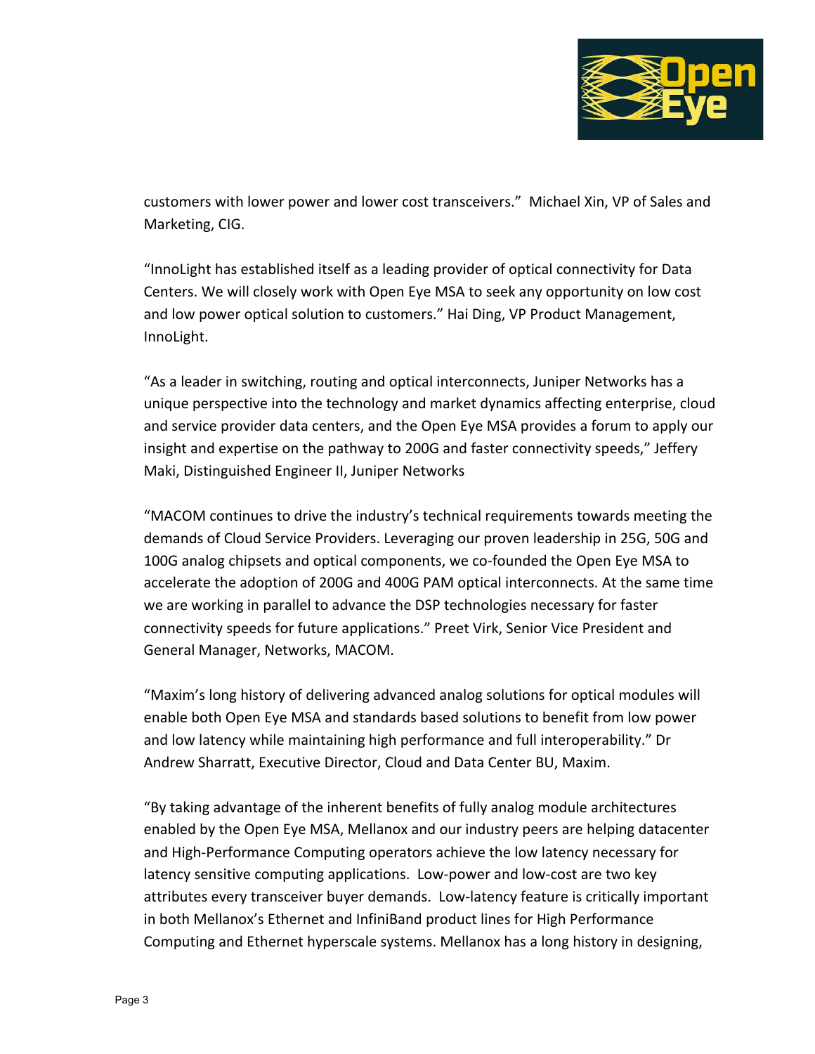customers with lower power and lower cost transceivers." Michael Xin, VP of Sales and Marketing, CIG.

"InnoLight has established itself as a leading provider of optical connectivity for Data Centers. We will closely work with Open Eye MSA to seek any opportunity on low cost and low power optical solution to customers." Hai Ding, VP Product Management, InnoLight.

"As a leader in switching, routing and optical interconnects, Juniper Networks has a unique perspective into the technology and market dynamics affecting enterprise, cloud and service provider data centers, and the Open Eye MSA provides a forum to apply our insight and expertise on the pathway to 200G and faster connectivity speeds," Jeffery Maki, Distinguished Engineer II, Juniper Networks

"MACOM continues to drive the industry's technical requirements towards meeting the demands of Cloud Service Providers. Leveraging our proven leadership in 25G, 50G and 100G analog chipsets and optical components, we co-founded the Open Eye MSA to accelerate the adoption of 200G and 400G PAM optical interconnects. At the same time we are working in parallel to advance the DSP technologies necessary for faster connectivity speeds for future applications." Preet Virk, Senior Vice President and General Manager, Networks, MACOM.

"Maxim's long history of delivering advanced analog solutions for optical modules will enable both Open Eye MSA and standards based solutions to benefit from low power and low latency while maintaining high performance and full interoperability." Dr Andrew Sharratt, Executive Director, Cloud and Data Center BU, Maxim.

"By taking advantage of the inherent benefits of fully analog module architectures enabled by the Open Eye MSA, Mellanox and our industry peers are helping datacenter and High-Performance Computing operators achieve the low latency necessary for latency sensitive computing applications. Low-power and low-cost are two key attributes every transceiver buyer demands. Low-latency feature is critically important in both Mellanox's Ethernet and InfiniBand product lines for High Performance Computing and Ethernet hyperscale systems. Mellanox has a long history in designing,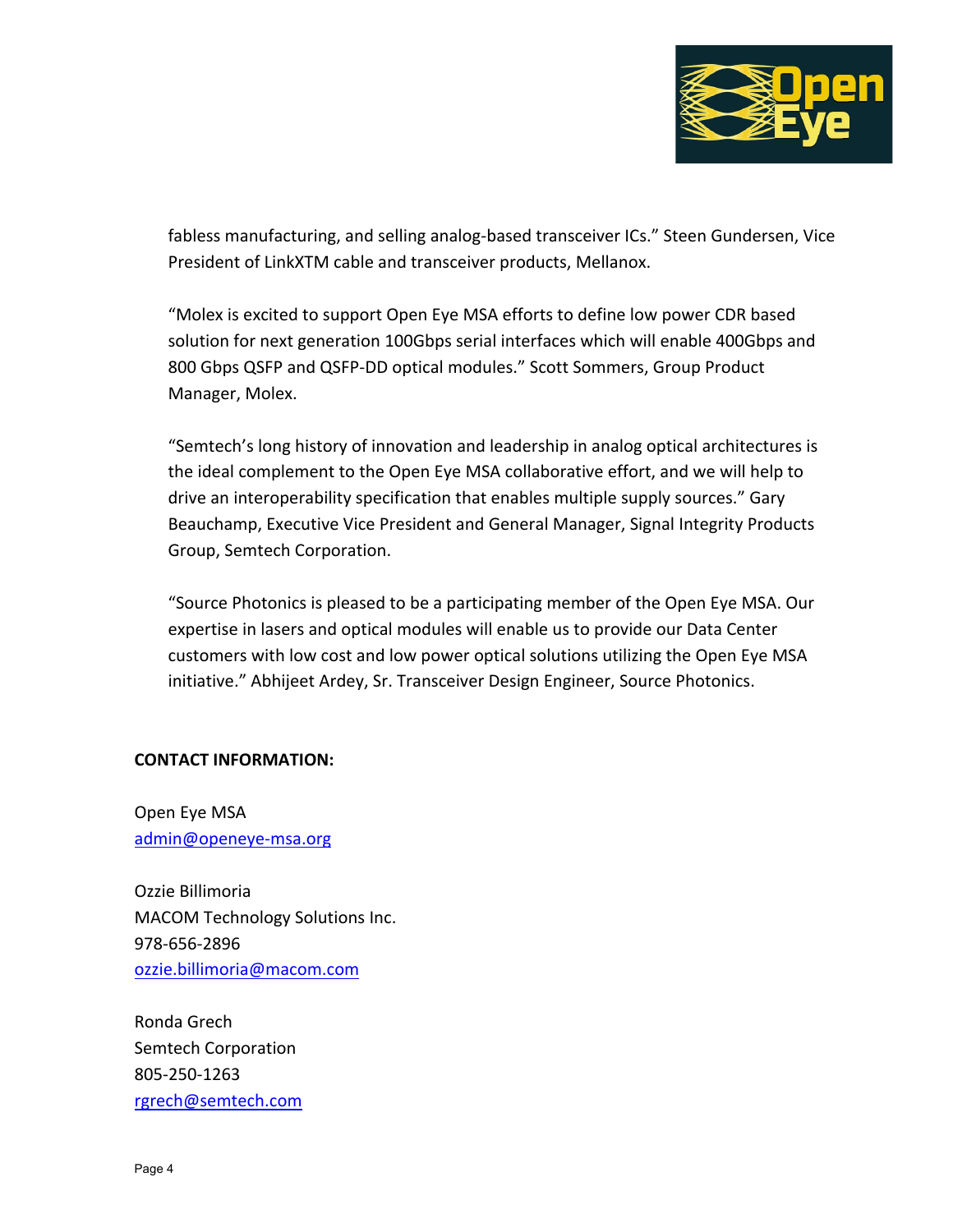fabless manufacturing, and selling analog-based transceiver ICs." Steen Gundersen, Vice President of LinkXTM cable and transceiver products, Mellanox.

"Molex is excited to support Open Eye MSA efforts to define low power CDR based solution for next generation 100Gbps serial interfaces which will enable 400Gbps and 800 Gbps QSFP and QSFP-DD optical modules." Scott Sommers, Group Product Manager, Molex.

"Semtech's long history of innovation and leadership in analog optical architectures is the ideal complement to the Open Eye MSA collaborative effort, and we will help to drive an interoperability specification that enables multiple supply sources." Gary Beauchamp, Executive Vice President and General Manager, Signal Integrity Products Group, Semtech Corporation.

"Source Photonics is pleased to be a participating member of the Open Eye MSA. Our expertise in lasers and optical modules will enable us to provide our Data Center customers with low cost and low power optical solutions utilizing the Open Eye MSA initiative." Abhijeet Ardey, Sr. Transceiver Design Engineer, Source Photonics.

**CONTACT INFORMATION:**

Open Eye MSA
admin@openeye-msa.org

Ozzie Billimoria
MACOM Technology Solutions Inc.
978-656-2896
ozzie.billimoria@macom.com

Ronda Grech
Semtech Corporation
805-250-1263
rgrech@semtech.com